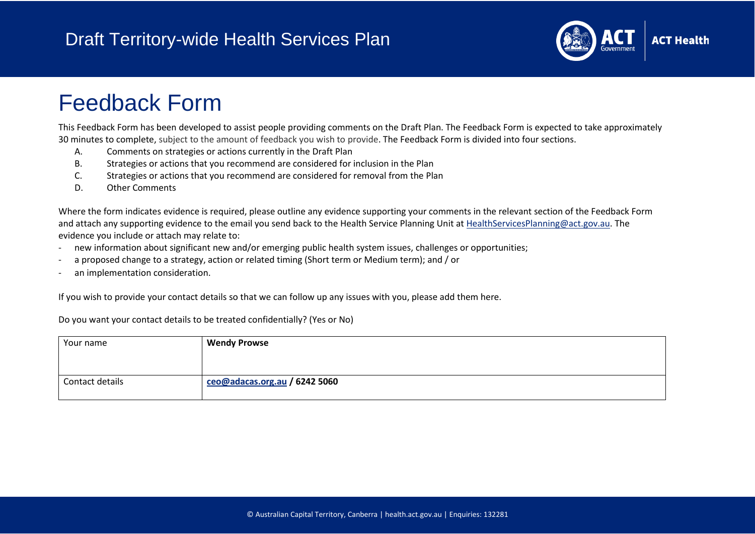# Draft Territory-wide Health Services Plan

## Feedback Form

This Feedback Form has been developed to assist people providing comments on the Draft Plan. The Feedback Form is expected to take approximately 30 minutes to complete, subject to the amount of feedback you wish to provide. The Feedback Form is divided into four sections.

A. Comments on strategies or actions currently in the Draft Plan
B. Strategies or actions that you recommend are considered for inclusion in the Plan
C. Strategies or actions that you recommend are considered for removal from the Plan
D. Other Comments

Where the form indicates evidence is required, please outline any evidence supporting your comments in the relevant section of the Feedback Form and attach any supporting evidence to the email you send back to the Health Service Planning Unit at HealthServicesPlanning@act.gov.au. The evidence you include or attach may relate to:

- new information about significant new and/or emerging public health system issues, challenges or opportunities;
- a proposed change to a strategy, action or related timing (Short term or Medium term); and / or
- an implementation consideration.

If you wish to provide your contact details so that we can follow up any issues with you, please add them here.

Do you want your contact details to be treated confidentially? (Yes or No)

| Your name | **Wendy Prowse** |
|---|---|
| Contact details | **ceo@adacas.org.au / 6242 5060** |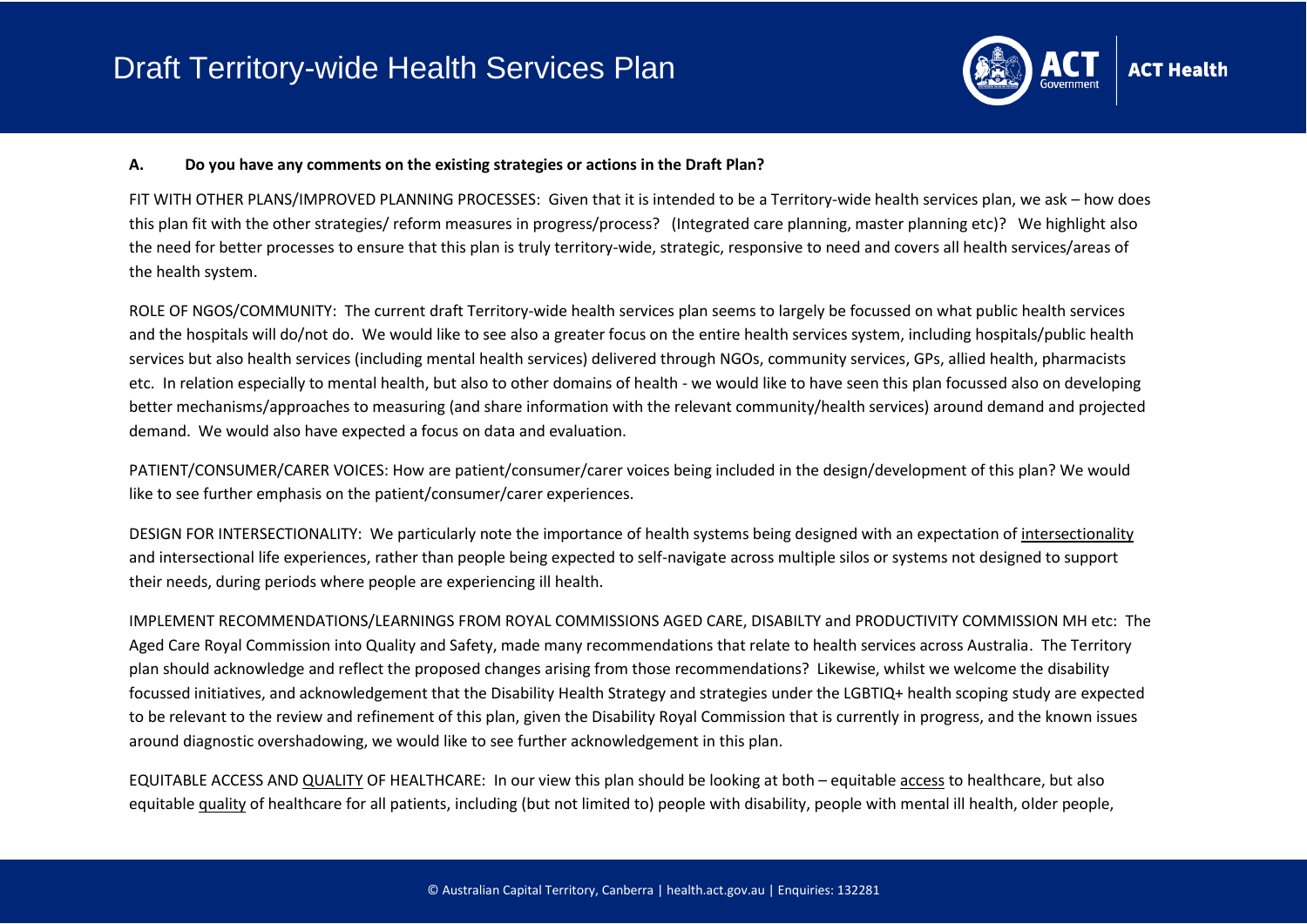**A. Do you have any comments on the existing strategies or actions in the Draft Plan?**

FIT WITH OTHER PLANS/IMPROVED PLANNING PROCESSES: Given that it is intended to be a Territory-wide health services plan, we ask – how does this plan fit with the other strategies/ reform measures in progress/process? (Integrated care planning, master planning etc)? We highlight also the need for better processes to ensure that this plan is truly territory-wide, strategic, responsive to need and covers all health services/areas of the health system.

ROLE OF NGOS/COMMUNITY: The current draft Territory-wide health services plan seems to largely be focussed on what public health services and the hospitals will do/not do. We would like to see also a greater focus on the entire health services system, including hospitals/public health services but also health services (including mental health services) delivered through NGOs, community services, GPs, allied health, pharmacists etc. In relation especially to mental health, but also to other domains of health - we would like to have seen this plan focussed also on developing better mechanisms/approaches to measuring (and share information with the relevant community/health services) around demand and projected demand. We would also have expected a focus on data and evaluation.

PATIENT/CONSUMER/CARER VOICES: How are patient/consumer/carer voices being included in the design/development of this plan? We would like to see further emphasis on the patient/consumer/carer experiences.

DESIGN FOR INTERSECTIONALITY: We particularly note the importance of health systems being designed with an expectation of intersectionality and intersectional life experiences, rather than people being expected to self-navigate across multiple silos or systems not designed to support their needs, during periods where people are experiencing ill health.

IMPLEMENT RECOMMENDATIONS/LEARNINGS FROM ROYAL COMMISSIONS AGED CARE, DISABILTY and PRODUCTIVITY COMMISSION MH etc: The Aged Care Royal Commission into Quality and Safety, made many recommendations that relate to health services across Australia. The Territory plan should acknowledge and reflect the proposed changes arising from those recommendations? Likewise, whilst we welcome the disability focussed initiatives, and acknowledgement that the Disability Health Strategy and strategies under the LGBTIQ+ health scoping study are expected to be relevant to the review and refinement of this plan, given the Disability Royal Commission that is currently in progress, and the known issues around diagnostic overshadowing, we would like to see further acknowledgement in this plan.

EQUITABLE ACCESS AND QUALITY OF HEALTHCARE: In our view this plan should be looking at both – equitable access to healthcare, but also equitable quality of healthcare for all patients, including (but not limited to) people with disability, people with mental ill health, older people,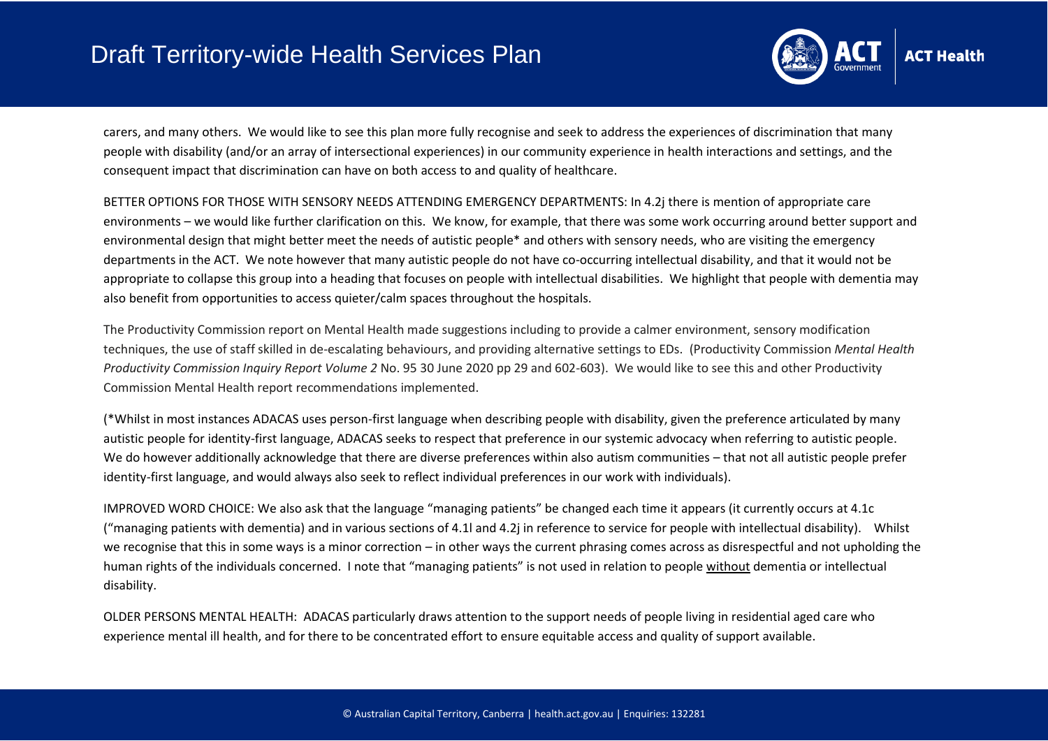carers, and many others. We would like to see this plan more fully recognise and seek to address the experiences of discrimination that many people with disability (and/or an array of intersectional experiences) in our community experience in health interactions and settings, and the consequent impact that discrimination can have on both access to and quality of healthcare.

BETTER OPTIONS FOR THOSE WITH SENSORY NEEDS ATTENDING EMERGENCY DEPARTMENTS: In 4.2j there is mention of appropriate care environments – we would like further clarification on this. We know, for example, that there was some work occurring around better support and environmental design that might better meet the needs of autistic people* and others with sensory needs, who are visiting the emergency departments in the ACT. We note however that many autistic people do not have co-occurring intellectual disability, and that it would not be appropriate to collapse this group into a heading that focuses on people with intellectual disabilities. We highlight that people with dementia may also benefit from opportunities to access quieter/calm spaces throughout the hospitals.

The Productivity Commission report on Mental Health made suggestions including to provide a calmer environment, sensory modification techniques, the use of staff skilled in de-escalating behaviours, and providing alternative settings to EDs. (Productivity Commission *Mental Health Productivity Commission Inquiry Report Volume 2* No. 95 30 June 2020 pp 29 and 602-603). We would like to see this and other Productivity Commission Mental Health report recommendations implemented.

(*Whilst in most instances ADACAS uses person-first language when describing people with disability, given the preference articulated by many autistic people for identity-first language, ADACAS seeks to respect that preference in our systemic advocacy when referring to autistic people. We do however additionally acknowledge that there are diverse preferences within also autism communities – that not all autistic people prefer identity-first language, and would always also seek to reflect individual preferences in our work with individuals).

IMPROVED WORD CHOICE: We also ask that the language "managing patients" be changed each time it appears (it currently occurs at 4.1c ("managing patients with dementia) and in various sections of 4.1l and 4.2j in reference to service for people with intellectual disability). Whilst we recognise that this in some ways is a minor correction – in other ways the current phrasing comes across as disrespectful and not upholding the human rights of the individuals concerned. I note that "managing patients" is not used in relation to people <u>without</u> dementia or intellectual disability.

OLDER PERSONS MENTAL HEALTH: ADACAS particularly draws attention to the support needs of people living in residential aged care who experience mental ill health, and for there to be concentrated effort to ensure equitable access and quality of support available.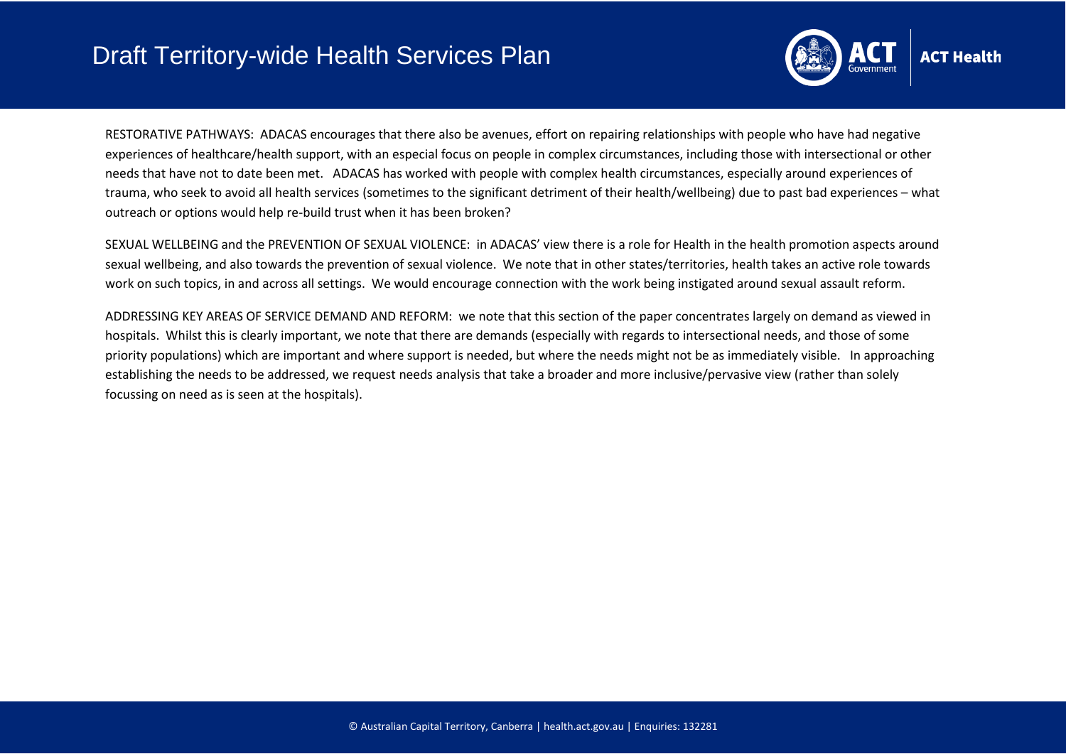RESTORATIVE PATHWAYS: ADACAS encourages that there also be avenues, effort on repairing relationships with people who have had negative experiences of healthcare/health support, with an especial focus on people in complex circumstances, including those with intersectional or other needs that have not to date been met. ADACAS has worked with people with complex health circumstances, especially around experiences of trauma, who seek to avoid all health services (sometimes to the significant detriment of their health/wellbeing) due to past bad experiences – what outreach or options would help re-build trust when it has been broken?

SEXUAL WELLBEING and the PREVENTION OF SEXUAL VIOLENCE: in ADACAS' view there is a role for Health in the health promotion aspects around sexual wellbeing, and also towards the prevention of sexual violence. We note that in other states/territories, health takes an active role towards work on such topics, in and across all settings. We would encourage connection with the work being instigated around sexual assault reform.

ADDRESSING KEY AREAS OF SERVICE DEMAND AND REFORM: we note that this section of the paper concentrates largely on demand as viewed in hospitals. Whilst this is clearly important, we note that there are demands (especially with regards to intersectional needs, and those of some priority populations) which are important and where support is needed, but where the needs might not be as immediately visible. In approaching establishing the needs to be addressed, we request needs analysis that take a broader and more inclusive/pervasive view (rather than solely focussing on need as is seen at the hospitals).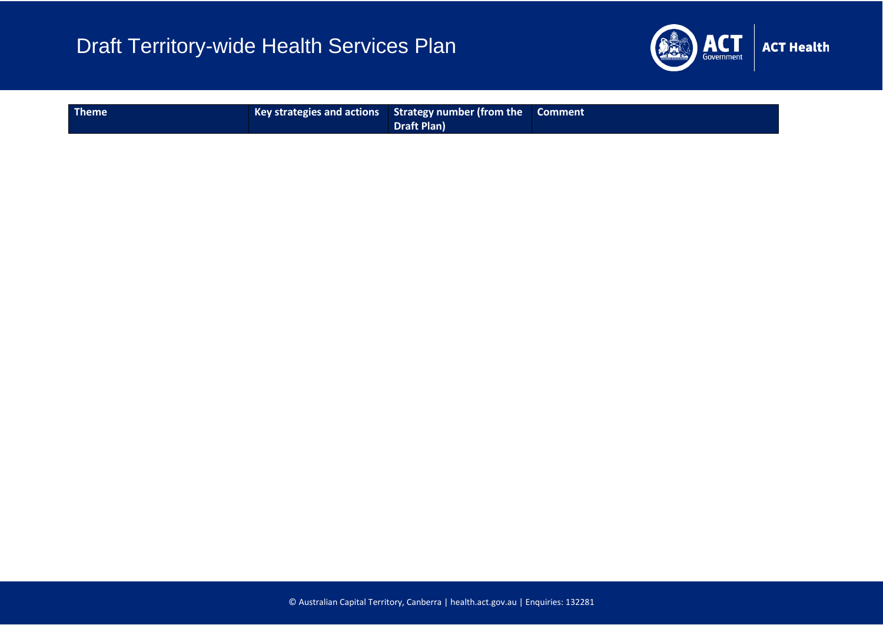| Theme | Key strategies and actions | Strategy number (from the Draft Plan) | Comment |
|---|---|---|---|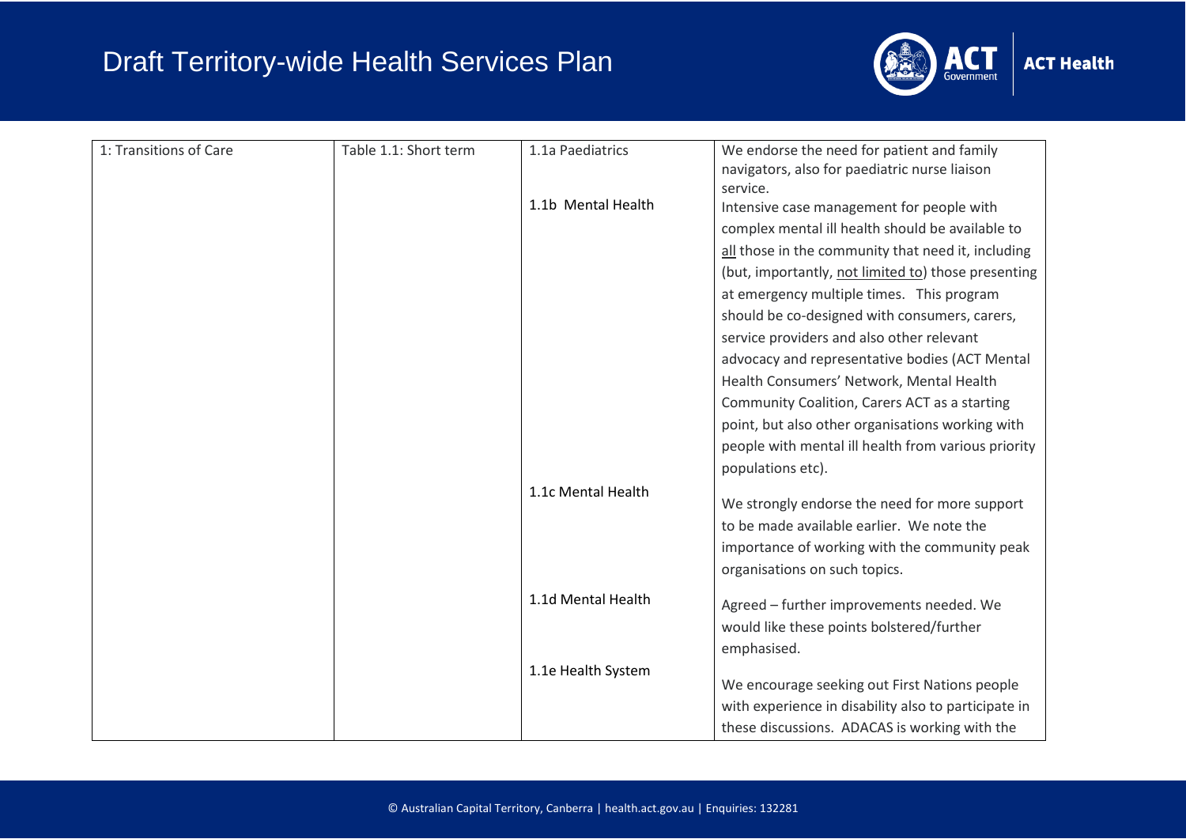| 1: Transitions of Care | Table 1.1: Short term | 1.1a Paediatrics | We endorse the need for patient and family navigators, also for paediatric nurse liaison service. |
|---|---|---|---|
| | | 1.1b Mental Health | Intensive case management for people with complex mental ill health should be available to all those in the community that need it, including (but, importantly, not limited to) those presenting at emergency multiple times. This program should be co-designed with consumers, carers, service providers and also other relevant advocacy and representative bodies (ACT Mental Health Consumers' Network, Mental Health Community Coalition, Carers ACT as a starting point, but also other organisations working with people with mental ill health from various priority populations etc). |
| | | 1.1c Mental Health | We strongly endorse the need for more support to be made available earlier. We note the importance of working with the community peak organisations on such topics. |
| | | 1.1d Mental Health | Agreed – further improvements needed. We would like these points bolstered/further emphasised. |
| | | 1.1e Health System | We encourage seeking out First Nations people with experience in disability also to participate in these discussions. ADACAS is working with the |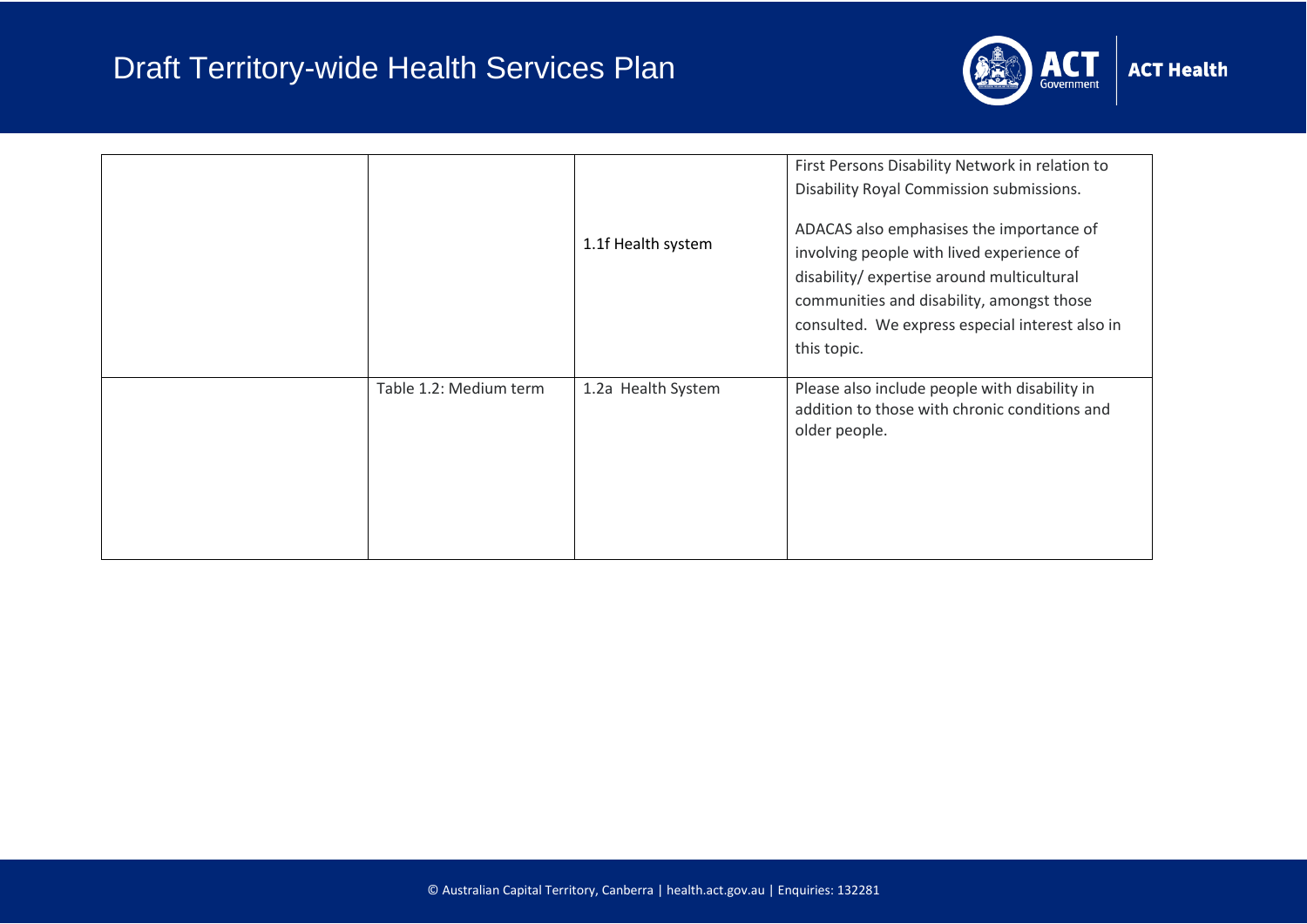| | | | |
|---|---|---|---|
| | | 1.1f Health system | First Persons Disability Network in relation to Disability Royal Commission submissions.<br><br>ADACAS also emphasises the importance of involving people with lived experience of disability/ expertise around multicultural communities and disability, amongst those consulted. We express especial interest also in this topic. |
| | Table 1.2: Medium term | 1.2a Health System | Please also include people with disability in addition to those with chronic conditions and older people. |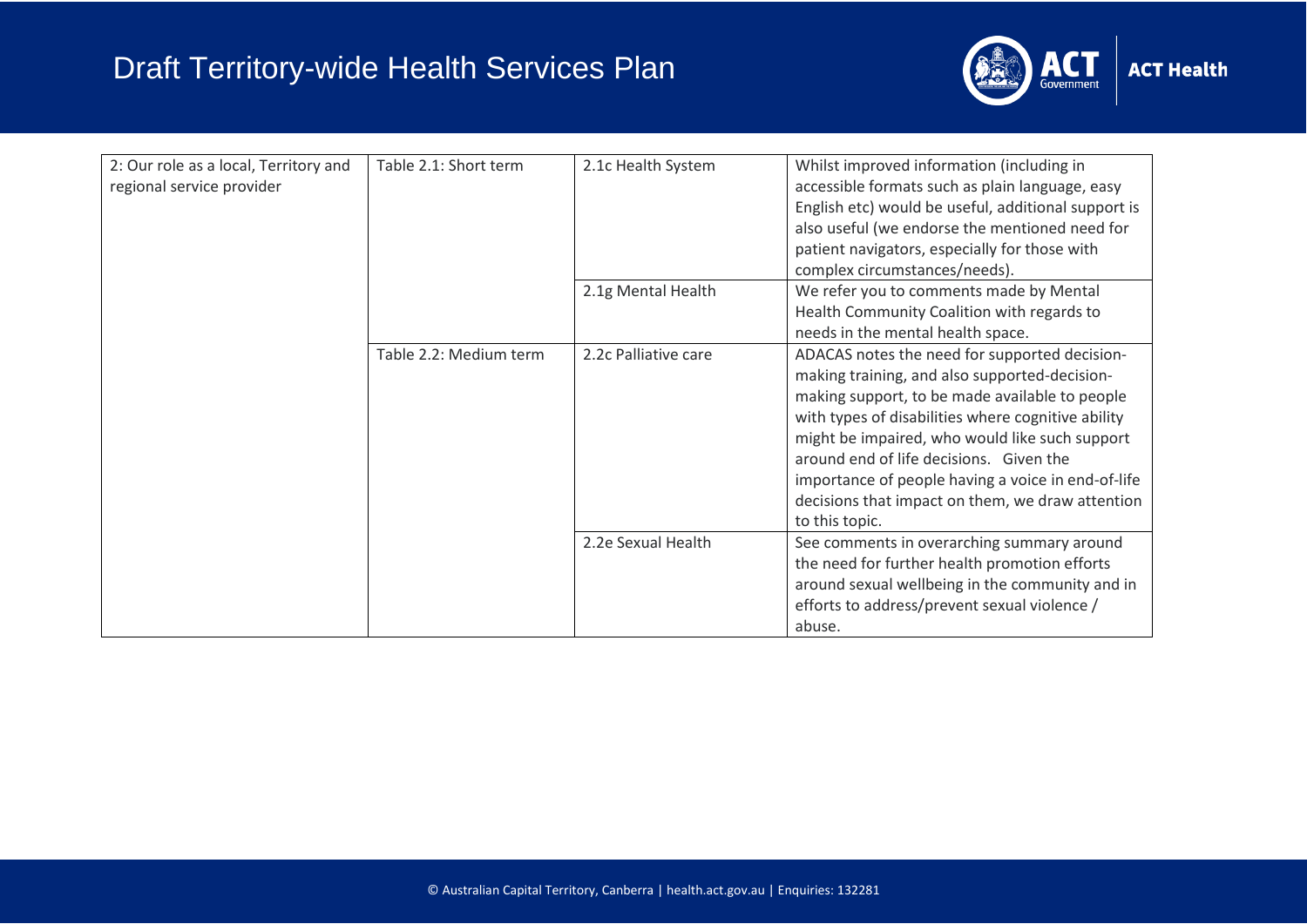| 2: Our role as a local, Territory and regional service provider | Table 2.1: Short term | 2.1c Health System | Whilst improved information (including in accessible formats such as plain language, easy English etc) would be useful, additional support is also useful (we endorse the mentioned need for patient navigators, especially for those with complex circumstances/needs). |
|---|---|---|---|
| | | 2.1g Mental Health | We refer you to comments made by Mental Health Community Coalition with regards to needs in the mental health space. |
| | Table 2.2: Medium term | 2.2c Palliative care | ADACAS notes the need for supported decision-making training, and also supported-decision-making support, to be made available to people with types of disabilities where cognitive ability might be impaired, who would like such support around end of life decisions. Given the importance of people having a voice in end-of-life decisions that impact on them, we draw attention to this topic. |
| | | 2.2e Sexual Health | See comments in overarching summary around the need for further health promotion efforts around sexual wellbeing in the community and in efforts to address/prevent sexual violence / abuse. |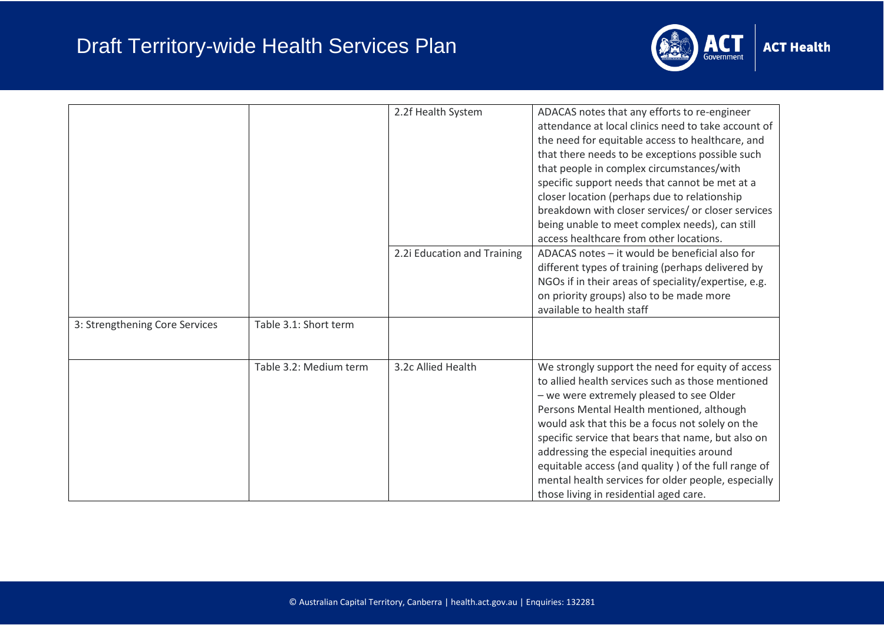| | | | |
|---|---|---|---|
| | | 2.2f Health System | ADACAS notes that any efforts to re-engineer attendance at local clinics need to take account of the need for equitable access to healthcare, and that there needs to be exceptions possible such that people in complex circumstances/with specific support needs that cannot be met at a closer location (perhaps due to relationship breakdown with closer services/ or closer services being unable to meet complex needs), can still access healthcare from other locations. |
| | | 2.2i Education and Training | ADACAS notes – it would be beneficial also for different types of training (perhaps delivered by NGOs if in their areas of speciality/expertise, e.g. on priority groups) also to be made more available to health staff |
| 3: Strengthening Core Services | Table 3.1: Short term | | |
| | Table 3.2: Medium term | 3.2c Allied Health | We strongly support the need for equity of access to allied health services such as those mentioned – we were extremely pleased to see Older Persons Mental Health mentioned, although would ask that this be a focus not solely on the specific service that bears that name, but also on addressing the especial inequities around equitable access (and quality ) of the full range of mental health services for older people, especially those living in residential aged care. |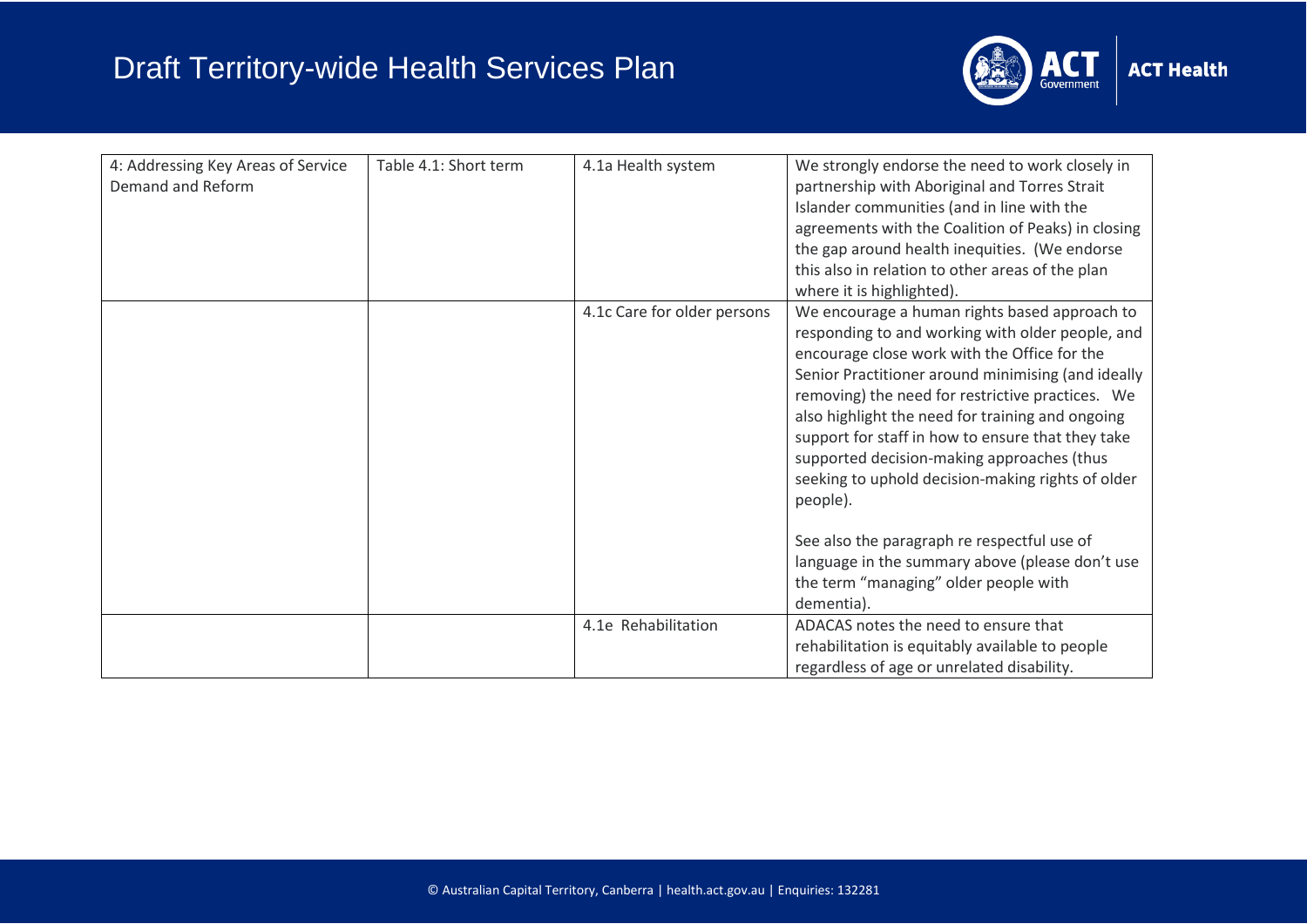| 4: Addressing Key Areas of Service Demand and Reform | Table 4.1: Short term | 4.1a Health system | We strongly endorse the need to work closely in partnership with Aboriginal and Torres Strait Islander communities (and in line with the agreements with the Coalition of Peaks) in closing the gap around health inequities. (We endorse this also in relation to other areas of the plan where it is highlighted). |
|---|---|---|---|
| | | 4.1c Care for older persons | We encourage a human rights based approach to responding to and working with older people, and encourage close work with the Office for the Senior Practitioner around minimising (and ideally removing) the need for restrictive practices. We also highlight the need for training and ongoing support for staff in how to ensure that they take supported decision-making approaches (thus seeking to uphold decision-making rights of older people).<br><br>See also the paragraph re respectful use of language in the summary above (please don't use the term "managing" older people with dementia). |
| | | 4.1e Rehabilitation | ADACAS notes the need to ensure that rehabilitation is equitably available to people regardless of age or unrelated disability. |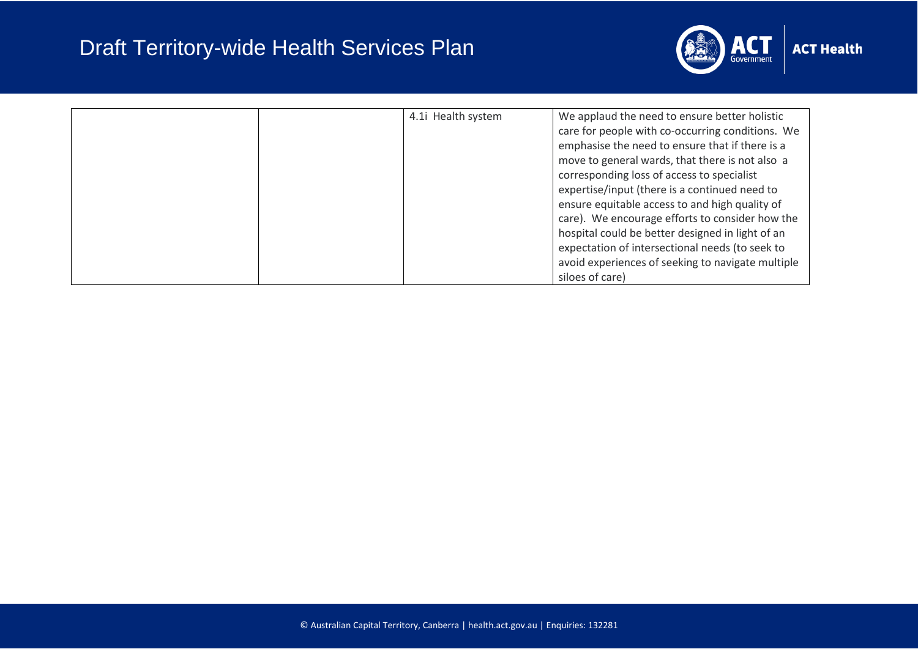|  |  | 4.1i Health system | We applaud the need to ensure better holistic care for people with co-occurring conditions. We emphasise the need to ensure that if there is a move to general wards, that there is not also a corresponding loss of access to specialist expertise/input (there is a continued need to ensure equitable access to and high quality of care). We encourage efforts to consider how the hospital could be better designed in light of an expectation of intersectional needs (to seek to avoid experiences of seeking to navigate multiple siloes of care) |
|---|---|---|---|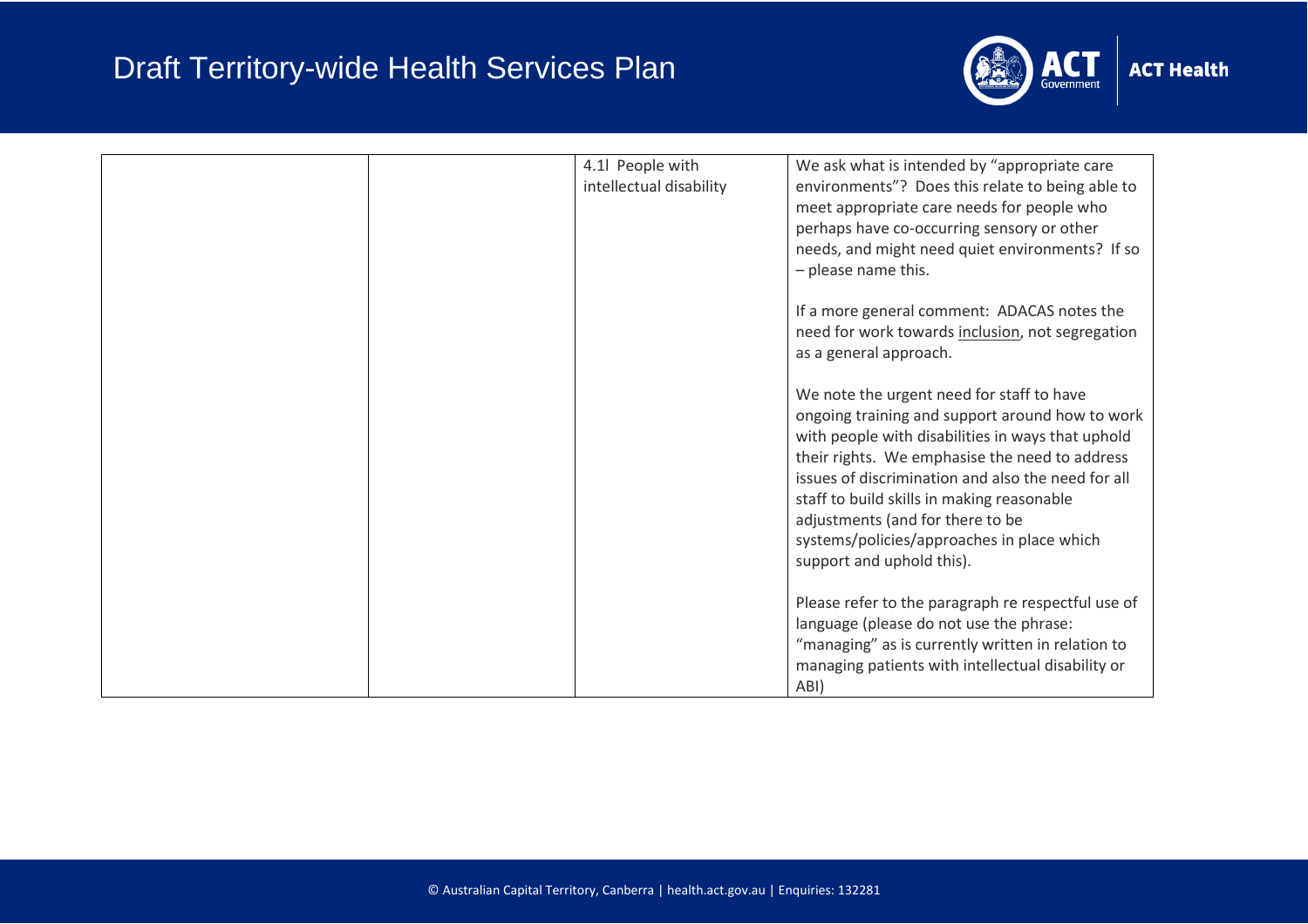| | | | |
|---|---|---|---|
| | | 4.1l People with intellectual disability | We ask what is intended by "appropriate care environments"? Does this relate to being able to meet appropriate care needs for people who perhaps have co-occurring sensory or other needs, and might need quiet environments? If so – please name this.<br><br>If a more general comment: ADACAS notes the need for work towards inclusion, not segregation as a general approach.<br><br>We note the urgent need for staff to have ongoing training and support around how to work with people with disabilities in ways that uphold their rights. We emphasise the need to address issues of discrimination and also the need for all staff to build skills in making reasonable adjustments (and for there to be systems/policies/approaches in place which support and uphold this).<br><br>Please refer to the paragraph re respectful use of language (please do not use the phrase: "managing" as is currently written in relation to managing patients with intellectual disability or ABI) |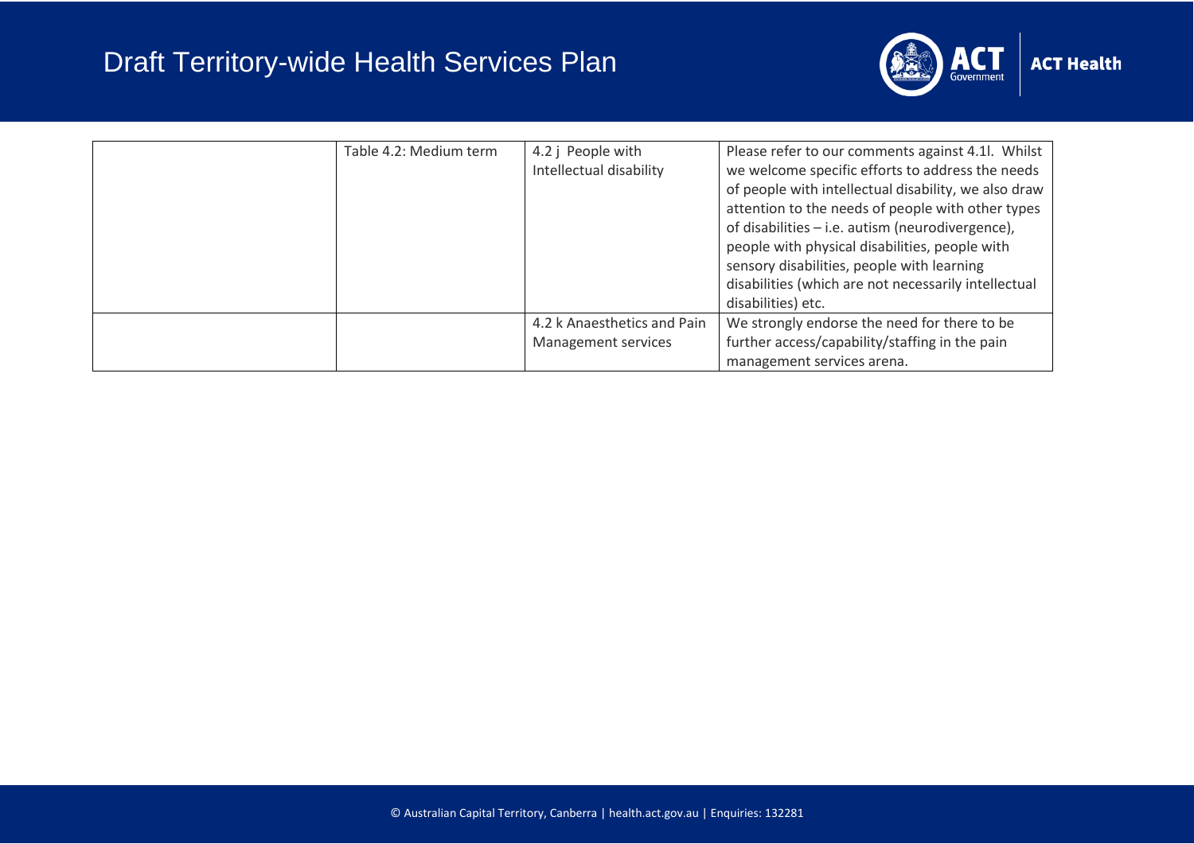| | | | |
|---|---|---|---|
| | Table 4.2: Medium term | 4.2 j People with Intellectual disability | Please refer to our comments against 4.1l. Whilst we welcome specific efforts to address the needs of people with intellectual disability, we also draw attention to the needs of people with other types of disabilities – i.e. autism (neurodivergence), people with physical disabilities, people with sensory disabilities, people with learning disabilities (which are not necessarily intellectual disabilities) etc. |
| | | 4.2 k Anaesthetics and Pain Management services | We strongly endorse the need for there to be further access/capability/staffing in the pain management services arena. |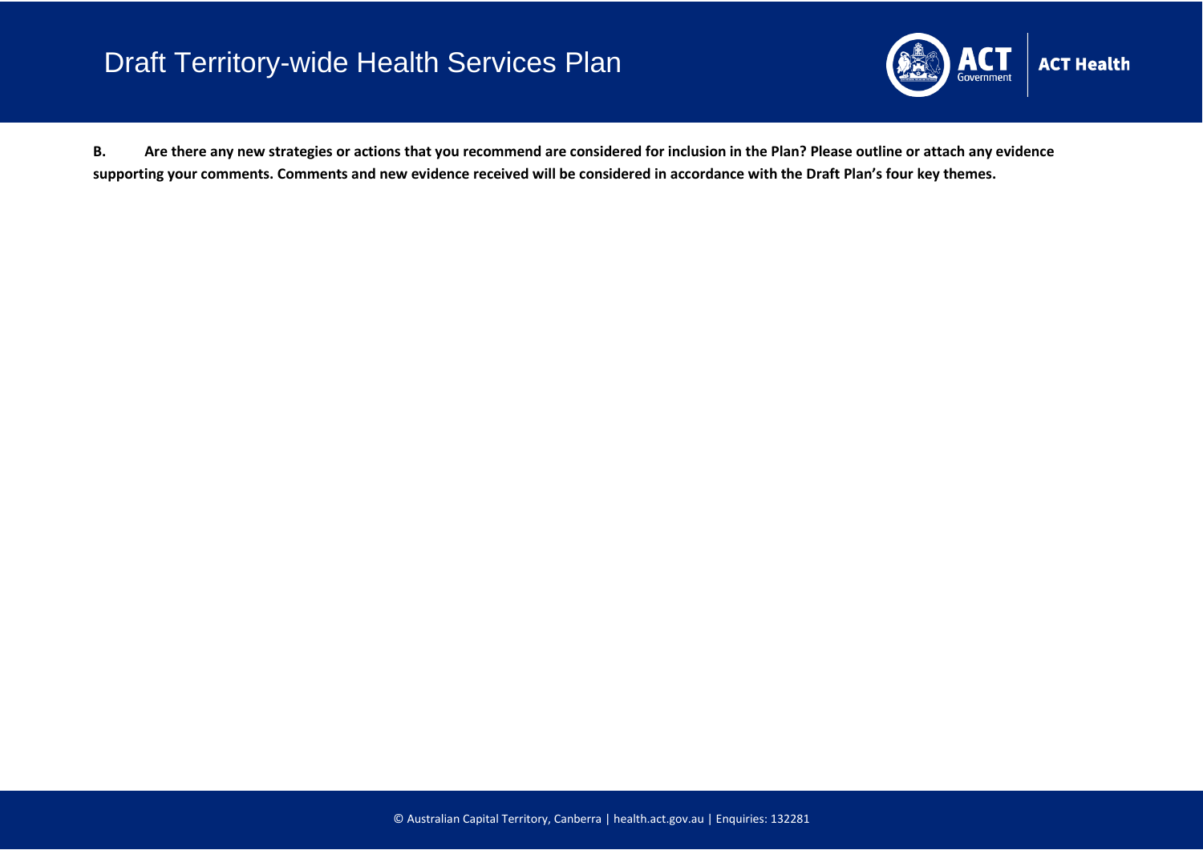**B. Are there any new strategies or actions that you recommend are considered for inclusion in the Plan? Please outline or attach any evidence supporting your comments. Comments and new evidence received will be considered in accordance with the Draft Plan's four key themes.**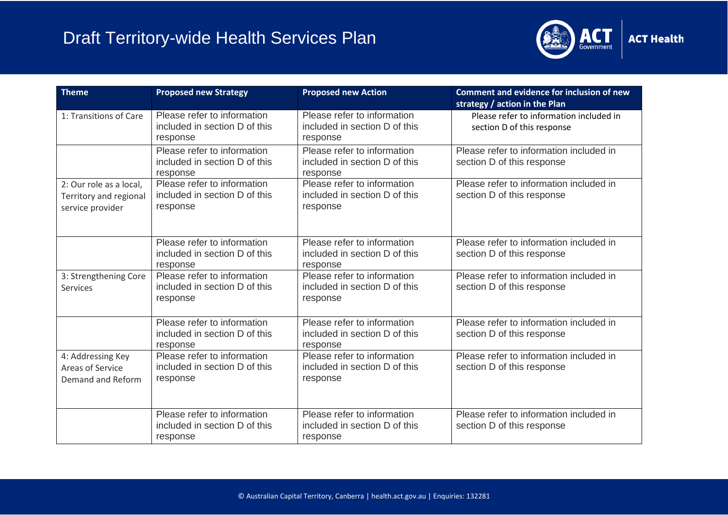# Draft Territory-wide Health Services Plan

| Theme | Proposed new Strategy | Proposed new Action | Comment and evidence for inclusion of new strategy / action in the Plan |
|---|---|---|---|
| 1: Transitions of Care | Please refer to information included in section D of this response | Please refer to information included in section D of this response | Please refer to information included in section D of this response |
| | Please refer to information included in section D of this response | Please refer to information included in section D of this response | Please refer to information included in section D of this response |
| 2: Our role as a local, Territory and regional service provider | Please refer to information included in section D of this response | Please refer to information included in section D of this response | Please refer to information included in section D of this response |
| | Please refer to information included in section D of this response | Please refer to information included in section D of this response | Please refer to information included in section D of this response |
| 3: Strengthening Core Services | Please refer to information included in section D of this response | Please refer to information included in section D of this response | Please refer to information included in section D of this response |
| | Please refer to information included in section D of this response | Please refer to information included in section D of this response | Please refer to information included in section D of this response |
| 4: Addressing Key Areas of Service Demand and Reform | Please refer to information included in section D of this response | Please refer to information included in section D of this response | Please refer to information included in section D of this response |
| | Please refer to information included in section D of this response | Please refer to information included in section D of this response | Please refer to information included in section D of this response |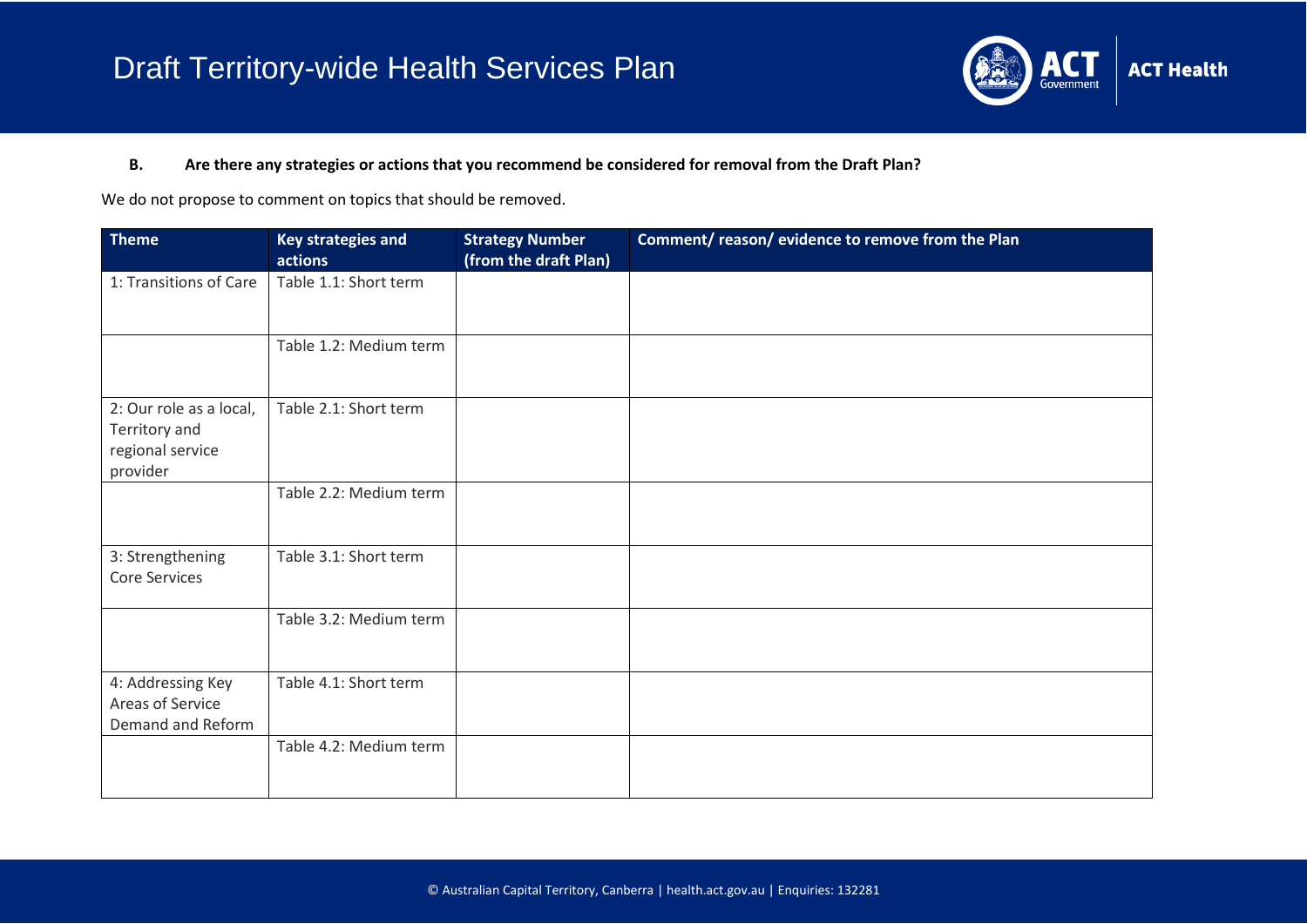**B. Are there any strategies or actions that you recommend be considered for removal from the Draft Plan?**

We do not propose to comment on topics that should be removed.

| Theme | Key strategies and actions | Strategy Number (from the draft Plan) | Comment/ reason/ evidence to remove from the Plan |
|---|---|---|---|
| 1: Transitions of Care | Table 1.1: Short term | | |
| | Table 1.2: Medium term | | |
| 2: Our role as a local, Territory and regional service provider | Table 2.1: Short term | | |
| | Table 2.2: Medium term | | |
| 3: Strengthening Core Services | Table 3.1: Short term | | |
| | Table 3.2: Medium term | | |
| 4: Addressing Key Areas of Service Demand and Reform | Table 4.1: Short term | | |
| | Table 4.2: Medium term | | |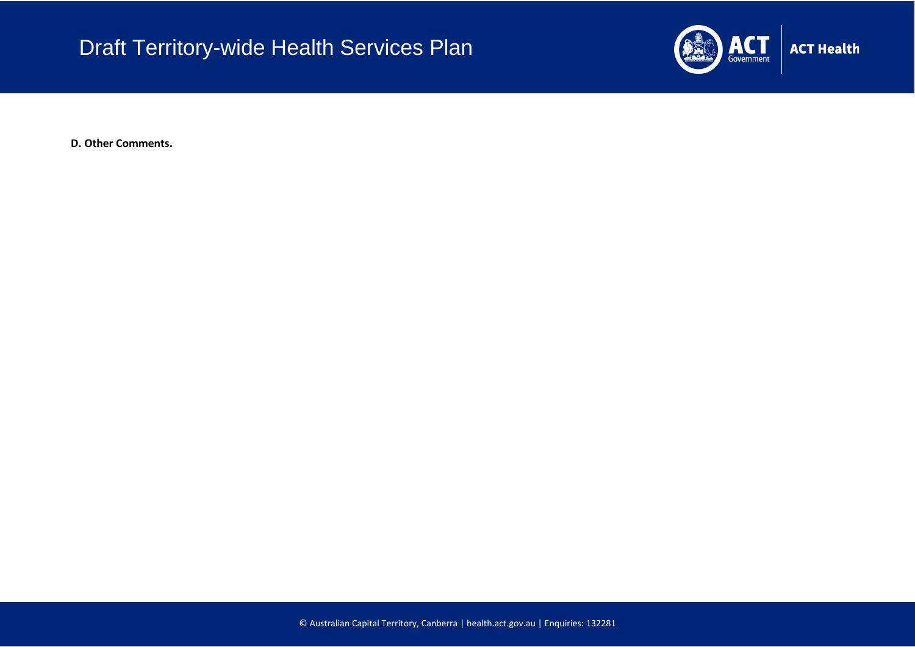**D. Other Comments.**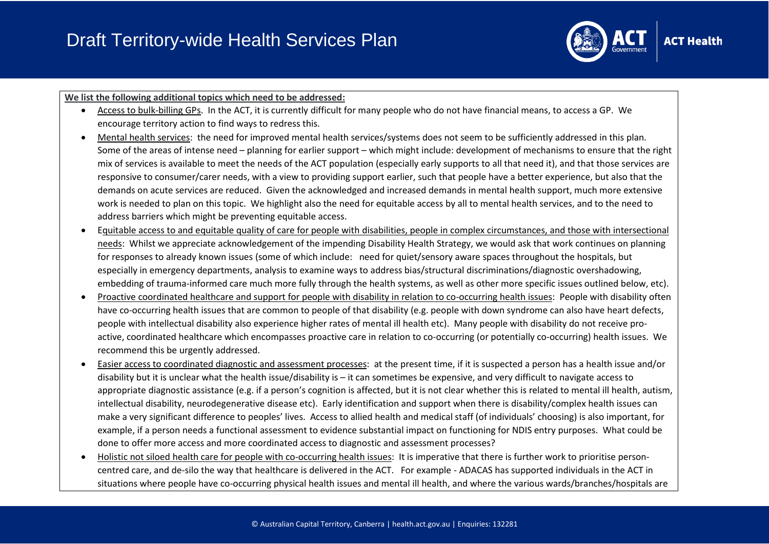**We list the following additional topics which need to be addressed:**

- Access to bulk-billing GPs. In the ACT, it is currently difficult for many people who do not have financial means, to access a GP. We encourage territory action to find ways to redress this.
- Mental health services: the need for improved mental health services/systems does not seem to be sufficiently addressed in this plan. Some of the areas of intense need – planning for earlier support – which might include: development of mechanisms to ensure that the right mix of services is available to meet the needs of the ACT population (especially early supports to all that need it), and that those services are responsive to consumer/carer needs, with a view to providing support earlier, such that people have a better experience, but also that the demands on acute services are reduced. Given the acknowledged and increased demands in mental health support, much more extensive work is needed to plan on this topic. We highlight also the need for equitable access by all to mental health services, and to the need to address barriers which might be preventing equitable access.
- Equitable access to and equitable quality of care for people with disabilities, people in complex circumstances, and those with intersectional needs: Whilst we appreciate acknowledgement of the impending Disability Health Strategy, we would ask that work continues on planning for responses to already known issues (some of which include: need for quiet/sensory aware spaces throughout the hospitals, but especially in emergency departments, analysis to examine ways to address bias/structural discriminations/diagnostic overshadowing, embedding of trauma-informed care much more fully through the health systems, as well as other more specific issues outlined below, etc).
- Proactive coordinated healthcare and support for people with disability in relation to co-occurring health issues: People with disability often have co-occurring health issues that are common to people of that disability (e.g. people with down syndrome can also have heart defects, people with intellectual disability also experience higher rates of mental ill health etc). Many people with disability do not receive pro-active, coordinated healthcare which encompasses proactive care in relation to co-occurring (or potentially co-occurring) health issues. We recommend this be urgently addressed.
- Easier access to coordinated diagnostic and assessment processes: at the present time, if it is suspected a person has a health issue and/or disability but it is unclear what the health issue/disability is – it can sometimes be expensive, and very difficult to navigate access to appropriate diagnostic assistance (e.g. if a person's cognition is affected, but it is not clear whether this is related to mental ill health, autism, intellectual disability, neurodegenerative disease etc). Early identification and support when there is disability/complex health issues can make a very significant difference to peoples' lives. Access to allied health and medical staff (of individuals' choosing) is also important, for example, if a person needs a functional assessment to evidence substantial impact on functioning for NDIS entry purposes. What could be done to offer more access and more coordinated access to diagnostic and assessment processes?
- Holistic not siloed health care for people with co-occurring health issues: It is imperative that there is further work to prioritise person-centred care, and de-silo the way that healthcare is delivered in the ACT. For example - ADACAS has supported individuals in the ACT in situations where people have co-occurring physical health issues and mental ill health, and where the various wards/branches/hospitals are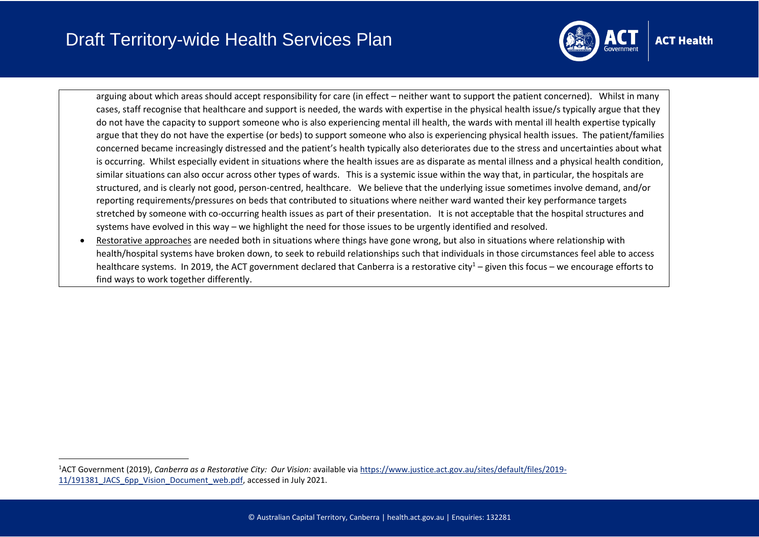arguing about which areas should accept responsibility for care (in effect – neither want to support the patient concerned). Whilst in many cases, staff recognise that healthcare and support is needed, the wards with expertise in the physical health issue/s typically argue that they do not have the capacity to support someone who is also experiencing mental ill health, the wards with mental ill health expertise typically argue that they do not have the expertise (or beds) to support someone who also is experiencing physical health issues. The patient/families concerned became increasingly distressed and the patient's health typically also deteriorates due to the stress and uncertainties about what is occurring. Whilst especially evident in situations where the health issues are as disparate as mental illness and a physical health condition, similar situations can also occur across other types of wards. This is a systemic issue within the way that, in particular, the hospitals are structured, and is clearly not good, person-centred, healthcare. We believe that the underlying issue sometimes involve demand, and/or reporting requirements/pressures on beds that contributed to situations where neither ward wanted their key performance targets stretched by someone with co-occurring health issues as part of their presentation. It is not acceptable that the hospital structures and systems have evolved in this way – we highlight the need for those issues to be urgently identified and resolved.

- Restorative approaches are needed both in situations where things have gone wrong, but also in situations where relationship with health/hospital systems have broken down, to seek to rebuild relationships such that individuals in those circumstances feel able to access healthcare systems. In 2019, the ACT government declared that Canberra is a restorative city[1] – given this focus – we encourage efforts to find ways to work together differently.

[1] ACT Government (2019), *Canberra as a Restorative City: Our Vision:* available via https://www.justice.act.gov.au/sites/default/files/2019-11/191381_JACS_6pp_Vision_Document_web.pdf, accessed in July 2021.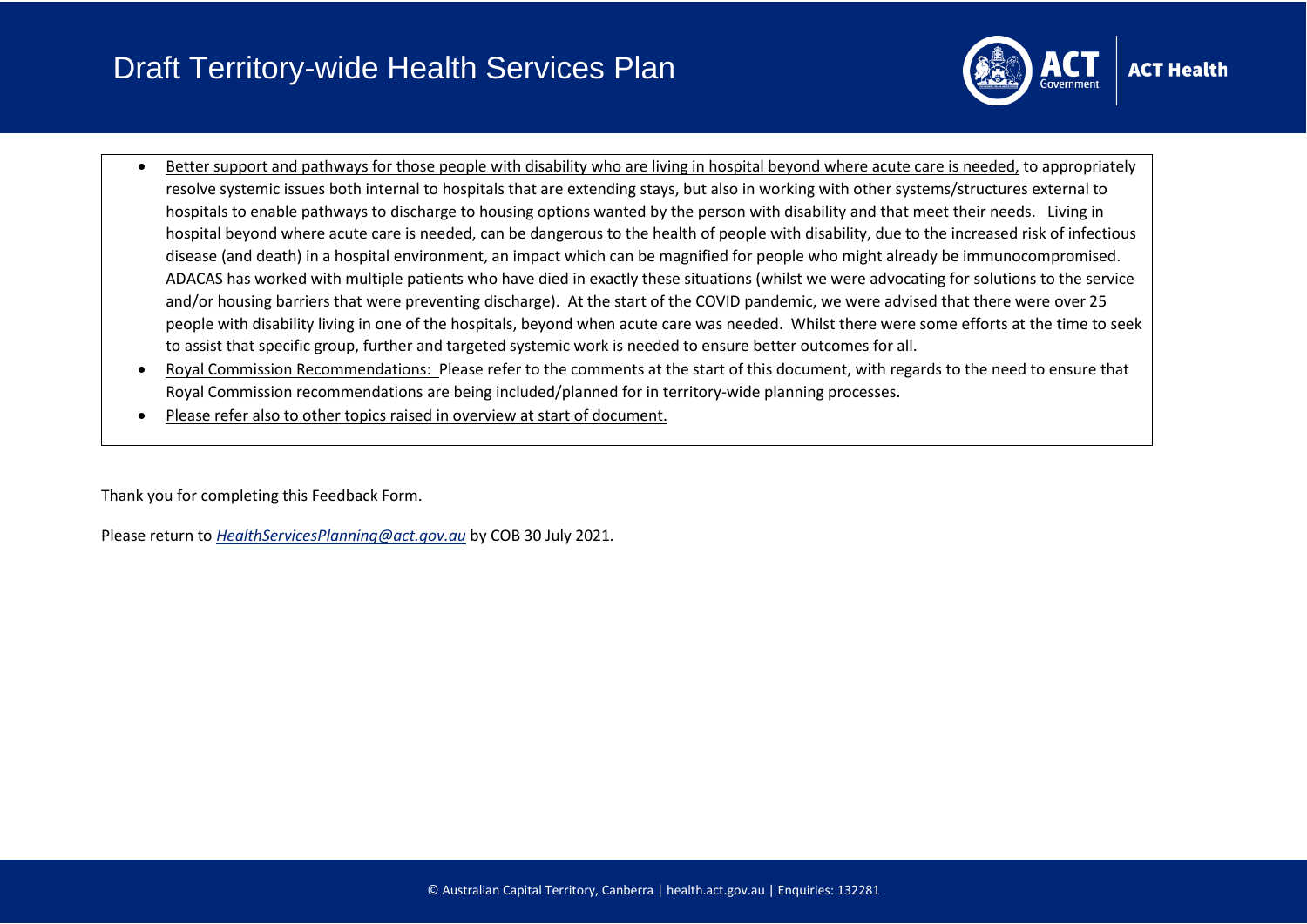- Better support and pathways for those people with disability who are living in hospital beyond where acute care is needed, to appropriately resolve systemic issues both internal to hospitals that are extending stays, but also in working with other systems/structures external to hospitals to enable pathways to discharge to housing options wanted by the person with disability and that meet their needs. Living in hospital beyond where acute care is needed, can be dangerous to the health of people with disability, due to the increased risk of infectious disease (and death) in a hospital environment, an impact which can be magnified for people who might already be immunocompromised. ADACAS has worked with multiple patients who have died in exactly these situations (whilst we were advocating for solutions to the service and/or housing barriers that were preventing discharge). At the start of the COVID pandemic, we were advised that there were over 25 people with disability living in one of the hospitals, beyond when acute care was needed. Whilst there were some efforts at the time to seek to assist that specific group, further and targeted systemic work is needed to ensure better outcomes for all.
- Royal Commission Recommendations: Please refer to the comments at the start of this document, with regards to the need to ensure that Royal Commission recommendations are being included/planned for in territory-wide planning processes.
- Please refer also to other topics raised in overview at start of document.

Thank you for completing this Feedback Form.

Please return to *HealthServicesPlanning@act.gov.au* by COB 30 July 2021.